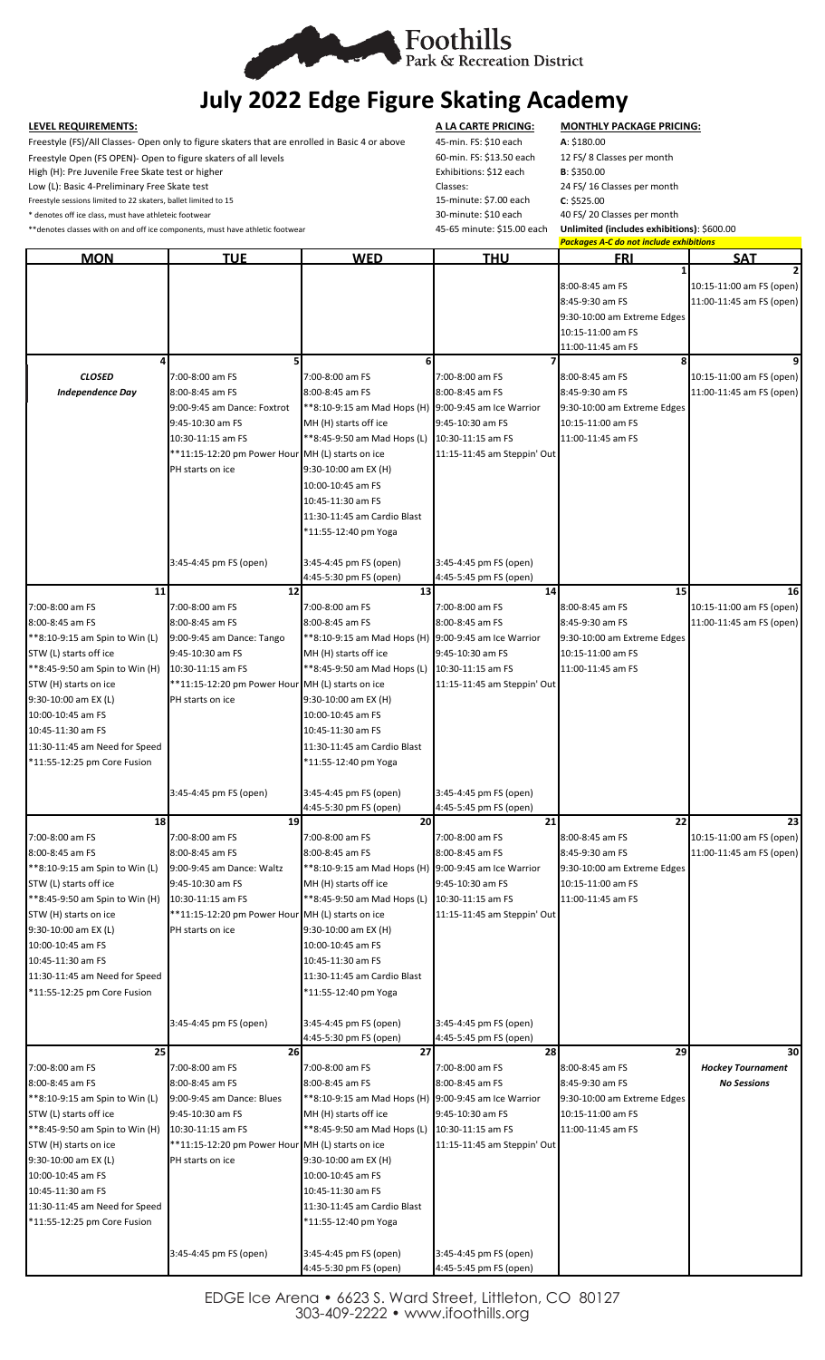Foothills Park & Recreation District

# July 2022 Edge Figure Skating Academy

**LEVEL REQUIREMENTS:**

Freestyle (FS)/All Classes- Open only to figure skaters that are enrolled in Basic 4 or above
Freestyle Open (FS OPEN)- Open to figure skaters of all levels
High (H): Pre Juvenile Free Skate test or higher
Low (L): Basic 4-Preliminary Free Skate test
Freestyle sessions limited to 22 skaters, ballet limited to 15
* denotes off ice class, must have athleteic footwear
**denotes classes with on and off ice components, must have athletic footwear

**A LA CARTE PRICING:**

45-min. FS: $10 each
60-min. FS: $13.50 each
Exhibitions: $12 each
Classes:
15-minute: $7.00 each
30-minute: $10 each
45-65 minute: $15.00 each

**MONTHLY PACKAGE PRICING:**

**A**: $180.00
12 FS/ 8 Classes per month
**B**: $350.00
24 FS/ 16 Classes per month
**C**: $525.00
40 FS/ 20 Classes per month
**Unlimited (includes exhibitions)**: $600.00
*Packages A-C do not include exhibitions*

| MON | TUE | WED | THU | FRI | SAT |
|---|---|---|---|---|---|
| | | | | **1**<br>8:00-8:45 am FS<br>8:45-9:30 am FS<br>9:30-10:00 am Extreme Edges<br>10:15-11:00 am FS<br>11:00-11:45 am FS | **2**<br>10:15-11:00 am FS (open)<br>11:00-11:45 am FS (open) |
| **4**<br>***CLOSED***<br>***Independence Day*** | **5**<br>7:00-8:00 am FS<br>8:00-8:45 am FS<br>9:00-9:45 am Dance: Foxtrot<br>9:45-10:30 am FS<br>10:30-11:15 am FS<br>**11:15-12:20 pm Power Hour<br>PH starts on ice<br><br>3:45-4:45 pm FS (open) | **6**<br>7:00-8:00 am FS<br>8:00-8:45 am FS<br>**8:10-9:15 am Mad Hops (H)<br>MH (H) starts off ice<br>**8:45-9:50 am Mad Hops (L)<br>MH (L) starts on ice<br>9:30-10:00 am EX (H)<br>10:00-10:45 am FS<br>10:45-11:30 am FS<br>11:30-11:45 am Cardio Blast<br>*11:55-12:40 pm Yoga<br><br>3:45-4:45 pm FS (open)<br>4:45-5:30 pm FS (open) | **7**<br>7:00-8:00 am FS<br>8:00-8:45 am FS<br>9:00-9:45 am Ice Warrior<br>9:45-10:30 am FS<br>10:30-11:15 am FS<br>11:15-11:45 am Steppin' Out<br><br>3:45-4:45 pm FS (open)<br>4:45-5:45 pm FS (open) | **8**<br>8:00-8:45 am FS<br>8:45-9:30 am FS<br>9:30-10:00 am Extreme Edges<br>10:15-11:00 am FS<br>11:00-11:45 am FS | **9**<br>10:15-11:00 am FS (open)<br>11:00-11:45 am FS (open) |
| **11**<br>7:00-8:00 am FS<br>8:00-8:45 am FS<br>**8:10-9:15 am Spin to Win (L)<br>STW (L) starts off ice<br>**8:45-9:50 am Spin to Win (H)<br>STW (H) starts on ice<br>9:30-10:00 am EX (L)<br>10:00-10:45 am FS<br>10:45-11:30 am FS<br>11:30-11:45 am Need for Speed<br>*11:55-12:25 pm Core Fusion | **12**<br>7:00-8:00 am FS<br>8:00-8:45 am FS<br>9:00-9:45 am Dance: Tango<br>9:45-10:30 am FS<br>10:30-11:15 am FS<br>**11:15-12:20 pm Power Hour<br>PH starts on ice<br><br>3:45-4:45 pm FS (open) | **13**<br>7:00-8:00 am FS<br>8:00-8:45 am FS<br>**8:10-9:15 am Mad Hops (H)<br>MH (H) starts off ice<br>**8:45-9:50 am Mad Hops (L)<br>MH (L) starts on ice<br>9:30-10:00 am EX (H)<br>10:00-10:45 am FS<br>10:45-11:30 am FS<br>11:30-11:45 am Cardio Blast<br>*11:55-12:40 pm Yoga<br><br>3:45-4:45 pm FS (open)<br>4:45-5:30 pm FS (open) | **14**<br>7:00-8:00 am FS<br>8:00-8:45 am FS<br>9:00-9:45 am Ice Warrior<br>9:45-10:30 am FS<br>10:30-11:15 am FS<br>11:15-11:45 am Steppin' Out<br><br>3:45-4:45 pm FS (open)<br>4:45-5:45 pm FS (open) | **15**<br>8:00-8:45 am FS<br>8:45-9:30 am FS<br>9:30-10:00 am Extreme Edges<br>10:15-11:00 am FS<br>11:00-11:45 am FS | **16**<br>10:15-11:00 am FS (open)<br>11:00-11:45 am FS (open) |
| **18**<br>7:00-8:00 am FS<br>8:00-8:45 am FS<br>**8:10-9:15 am Spin to Win (L)<br>STW (L) starts off ice<br>**8:45-9:50 am Spin to Win (H)<br>STW (H) starts on ice<br>9:30-10:00 am EX (L)<br>10:00-10:45 am FS<br>10:45-11:30 am FS<br>11:30-11:45 am Need for Speed<br>*11:55-12:25 pm Core Fusion | **19**<br>7:00-8:00 am FS<br>8:00-8:45 am FS<br>9:00-9:45 am Dance: Waltz<br>9:45-10:30 am FS<br>10:30-11:15 am FS<br>**11:15-12:20 pm Power Hour<br>PH starts on ice<br><br>3:45-4:45 pm FS (open) | **20**<br>7:00-8:00 am FS<br>8:00-8:45 am FS<br>**8:10-9:15 am Mad Hops (H)<br>MH (H) starts off ice<br>**8:45-9:50 am Mad Hops (L)<br>MH (L) starts on ice<br>9:30-10:00 am EX (H)<br>10:00-10:45 am FS<br>10:45-11:30 am FS<br>11:30-11:45 am Cardio Blast<br>*11:55-12:40 pm Yoga<br><br>3:45-4:45 pm FS (open)<br>4:45-5:30 pm FS (open) | **21**<br>7:00-8:00 am FS<br>8:00-8:45 am FS<br>9:00-9:45 am Ice Warrior<br>9:45-10:30 am FS<br>10:30-11:15 am FS<br>11:15-11:45 am Steppin' Out<br><br>3:45-4:45 pm FS (open)<br>4:45-5:45 pm FS (open) | **22**<br>8:00-8:45 am FS<br>8:45-9:30 am FS<br>9:30-10:00 am Extreme Edges<br>10:15-11:00 am FS<br>11:00-11:45 am FS | **23**<br>10:15-11:00 am FS (open)<br>11:00-11:45 am FS (open) |
| **25**<br>7:00-8:00 am FS<br>8:00-8:45 am FS<br>**8:10-9:15 am Spin to Win (L)<br>STW (L) starts off ice<br>**8:45-9:50 am Spin to Win (H)<br>STW (H) starts on ice<br>9:30-10:00 am EX (L)<br>10:00-10:45 am FS<br>10:45-11:30 am FS<br>11:30-11:45 am Need for Speed<br>*11:55-12:25 pm Core Fusion | **26**<br>7:00-8:00 am FS<br>8:00-8:45 am FS<br>9:00-9:45 am Dance: Blues<br>9:45-10:30 am FS<br>10:30-11:15 am FS<br>**11:15-12:20 pm Power Hour<br>PH starts on ice<br><br>3:45-4:45 pm FS (open) | **27**<br>7:00-8:00 am FS<br>8:00-8:45 am FS<br>**8:10-9:15 am Mad Hops (H)<br>MH (H) starts off ice<br>**8:45-9:50 am Mad Hops (L)<br>MH (L) starts on ice<br>9:30-10:00 am EX (H)<br>10:00-10:45 am FS<br>10:45-11:30 am FS<br>11:30-11:45 am Cardio Blast<br>*11:55-12:40 pm Yoga<br><br>3:45-4:45 pm FS (open)<br>4:45-5:30 pm FS (open) | **28**<br>7:00-8:00 am FS<br>8:00-8:45 am FS<br>9:00-9:45 am Ice Warrior<br>9:45-10:30 am FS<br>10:30-11:15 am FS<br>11:15-11:45 am Steppin' Out<br><br>3:45-4:45 pm FS (open)<br>4:45-5:45 pm FS (open) | **29**<br>8:00-8:45 am FS<br>8:45-9:30 am FS<br>9:30-10:00 am Extreme Edges<br>10:15-11:00 am FS<br>11:00-11:45 am FS | **30**<br>***Hockey Tournament***<br>***No Sessions*** |

EDGE Ice Arena • 6623 S. Ward Street, Littleton, CO 80127
303-409-2222 • www.ifoothills.org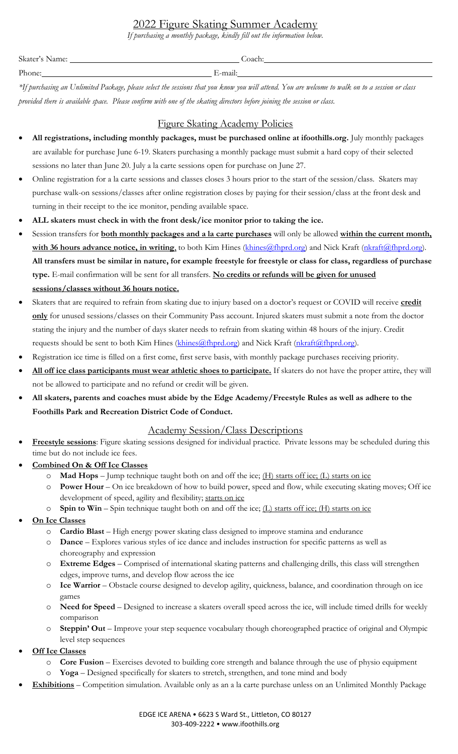## 2022 Figure Skating Summer Academy

*If purchasing a monthly package, kindly fill out the information below.*

Skater's Name: ______________________ Coach: ______________________

Phone: ______________________ E-mail: ______________________

*\*If purchasing an Unlimited Package, please select the sessions that you know you will attend. You are welcome to walk on to a session or class provided there is available space. Please confirm with one of the skating directors before joining the session or class.*

## Figure Skating Academy Policies

- **All registrations, including monthly packages, must be purchased online at ifoothills.org.** July monthly packages are available for purchase June 6-19. Skaters purchasing a monthly package must submit a hard copy of their selected sessions no later than June 20. July a la carte sessions open for purchase on June 27.
- Online registration for a la carte sessions and classes closes 3 hours prior to the start of the session/class. Skaters may purchase walk-on sessions/classes after online registration closes by paying for their session/class at the front desk and turning in their receipt to the ice monitor, pending available space.
- **ALL skaters must check in with the front desk/ice monitor prior to taking the ice.**
- Session transfers for **both monthly packages and a la carte purchases** will only be allowed **within the current month, with 36 hours advance notice, in writing**, to both Kim Hines (khines@fhprd.org) and Nick Kraft (nkraft@fhprd.org). **All transfers must be similar in nature, for example freestyle for freestyle or class for class, regardless of purchase type.** E-mail confirmation will be sent for all transfers. **No credits or refunds will be given for unused sessions/classes without 36 hours notice.**
- Skaters that are required to refrain from skating due to injury based on a doctor's request or COVID will receive **credit only** for unused sessions/classes on their Community Pass account. Injured skaters must submit a note from the doctor stating the injury and the number of days skater needs to refrain from skating within 48 hours of the injury. Credit requests should be sent to both Kim Hines (khines@fhprd.org) and Nick Kraft (nkraft@fhprd.org).
- Registration ice time is filled on a first come, first serve basis, with monthly package purchases receiving priority.
- **All off ice class participants must wear athletic shoes to participate.** If skaters do not have the proper attire, they will not be allowed to participate and no refund or credit will be given.
- **All skaters, parents and coaches must abide by the Edge Academy/Freestyle Rules as well as adhere to the Foothills Park and Recreation District Code of Conduct.**

## Academy Session/Class Descriptions

- **Freestyle sessions**: Figure skating sessions designed for individual practice. Private lessons may be scheduled during this time but do not include ice fees.
- **Combined On & Off Ice Classes**
  - **Mad Hops** – Jump technique taught both on and off the ice; (H) starts off ice; (L) starts on ice
  - **Power Hour** – On ice breakdown of how to build power, speed and flow, while executing skating moves; Off ice development of speed, agility and flexibility; starts on ice
  - **Spin to Win** – Spin technique taught both on and off the ice; (L) starts off ice; (H) starts on ice
- **On Ice Classes**
  - **Cardio Blast** – High energy power skating class designed to improve stamina and endurance
  - **Dance** – Explores various styles of ice dance and includes instruction for specific patterns as well as choreography and expression
  - **Extreme Edges** – Comprised of international skating patterns and challenging drills, this class will strengthen edges, improve turns, and develop flow across the ice
  - **Ice Warrior** – Obstacle course designed to develop agility, quickness, balance, and coordination through on ice games
  - **Need for Speed** – Designed to increase a skaters overall speed across the ice, will include timed drills for weekly comparison
  - **Steppin' Out** – Improve your step sequence vocabulary though choreographed practice of original and Olympic level step sequences
- **Off Ice Classes**
  - **Core Fusion** – Exercises devoted to building core strength and balance through the use of physio equipment
  - **Yoga** – Designed specifically for skaters to stretch, strengthen, and tone mind and body
- **Exhibitions** – Competition simulation. Available only as an a la carte purchase unless on an Unlimited Monthly Package

EDGE ICE ARENA • 6623 S Ward St., Littleton, CO 80127
303-409-2222 • www.ifoothills.org